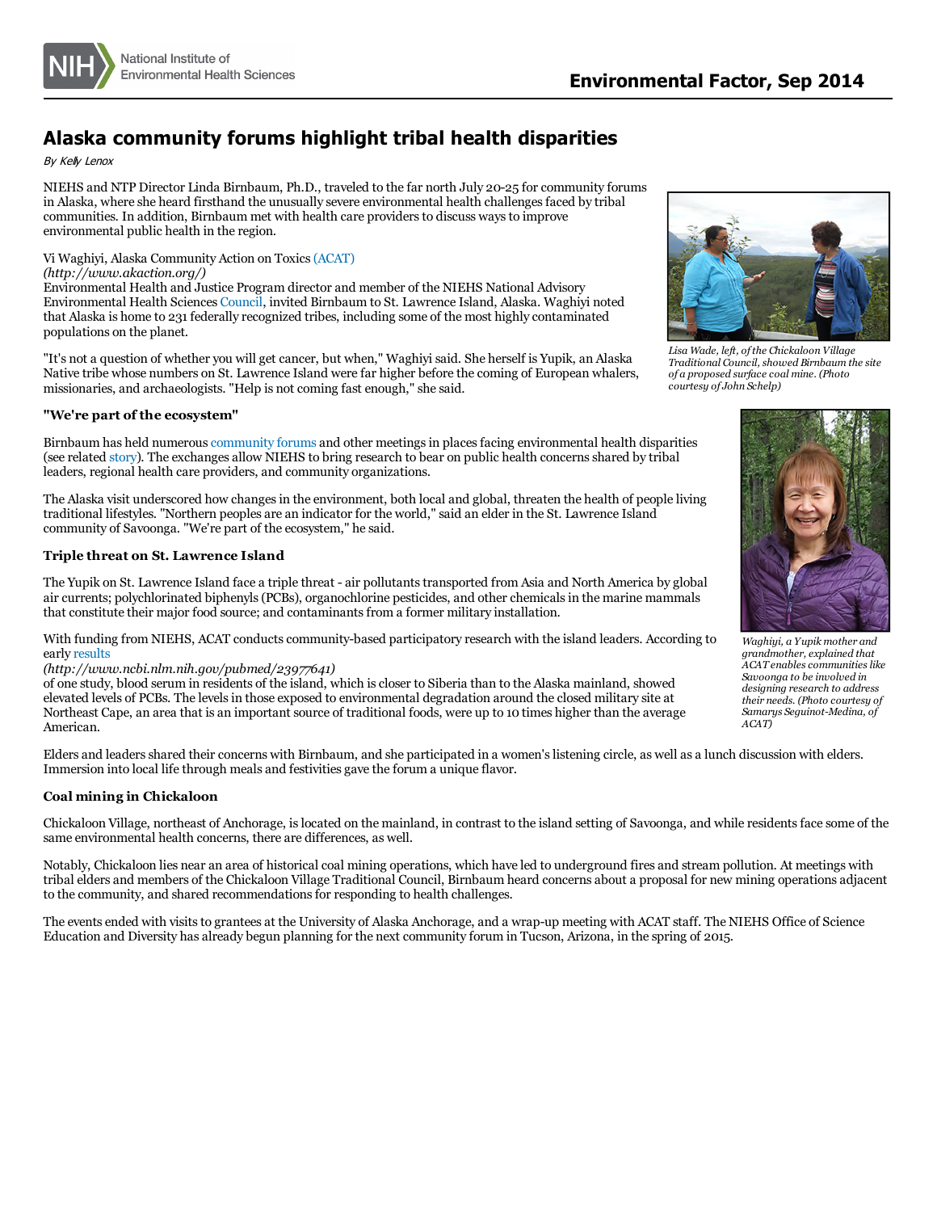# Alaska community forums highlight tribal health disparities

*By Kelly Lenox*

NIEHS and NTP Director Linda Birnbaum, Ph.D., traveled to the far north July 20-25 for community forums in Alaska, where she heard firsthand the unusually severe environmental health challenges faced by tribal communities. In addition, Birnbaum met with health care providers to discuss ways to improve environmental public health in the region.

Vi Waghiyi, Alaska Community Action on Toxics (ACAT) *(http://www.akaction.org/)* Environmental Health and Justice Program director and member of the NIEHS National Advisory Environmental Health Sciences Council, invited Birnbaum to St. Lawrence Island, Alaska. Waghiyi noted that Alaska is home to 231 federally recognized tribes, including some of the most highly contaminated populations on the planet.

"It's not a question of whether you will get cancer, but when," Waghiyi said. She herself is Yupik, an Alaska Native tribe whose numbers on St. Lawrence Island were far higher before the coming of European whalers, missionaries, and archaeologists. "Help is not coming fast enough," she said.

*Lisa Wade, left, of the Chickaloon Village Traditional Council, showed Birnbaum the site of a proposed surface coal mine. (Photo courtesy of John Schelp)*

### "We're part of the ecosystem"

Birnbaum has held numerous community forums and other meetings in places facing environmental health disparities (see related story). The exchanges allow NIEHS to bring research to bear on public health concerns shared by tribal leaders, regional health care providers, and community organizations.

The Alaska visit underscored how changes in the environment, both local and global, threaten the health of people living traditional lifestyles. "Northern peoples are an indicator for the world," said an elder in the St. Lawrence Island community of Savoonga. "We're part of the ecosystem," he said.

### Triple threat on St. Lawrence Island

The Yupik on St. Lawrence Island face a triple threat - air pollutants transported from Asia and North America by global air currents; polychlorinated biphenyls (PCBs), organochlorine pesticides, and other chemicals in the marine mammals that constitute their major food source; and contaminants from a former military installation.

With funding from NIEHS, ACAT conducts community-based participatory research with the island leaders. According to early results *(http://www.ncbi.nlm.nih.gov/pubmed/23977641)* of one study, blood serum in residents of the island, which is closer to Siberia than to the Alaska mainland, showed elevated levels of PCBs. The levels in those exposed to environmental degradation around the closed military site at Northeast Cape, an area that is an important source of traditional foods, were up to 10 times higher than the average American.

*Waghiyi, a Yupik mother and grandmother, explained that ACAT enables communities like Savoonga to be involved in designing research to address their needs. (Photo courtesy of Samarys Seguinot-Medina, of ACAT)*

Elders and leaders shared their concerns with Birnbaum, and she participated in a women's listening circle, as well as a lunch discussion with elders. Immersion into local life through meals and festivities gave the forum a unique flavor.

### Coal mining in Chickaloon

Chickaloon Village, northeast of Anchorage, is located on the mainland, in contrast to the island setting of Savoonga, and while residents face some of the same environmental health concerns, there are differences, as well.

Notably, Chickaloon lies near an area of historical coal mining operations, which have led to underground fires and stream pollution. At meetings with tribal elders and members of the Chickaloon Village Traditional Council, Birnbaum heard concerns about a proposal for new mining operations adjacent to the community, and shared recommendations for responding to health challenges.

The events ended with visits to grantees at the University of Alaska Anchorage, and a wrap-up meeting with ACAT staff. The NIEHS Office of Science Education and Diversity has already begun planning for the next community forum in Tucson, Arizona, in the spring of 2015.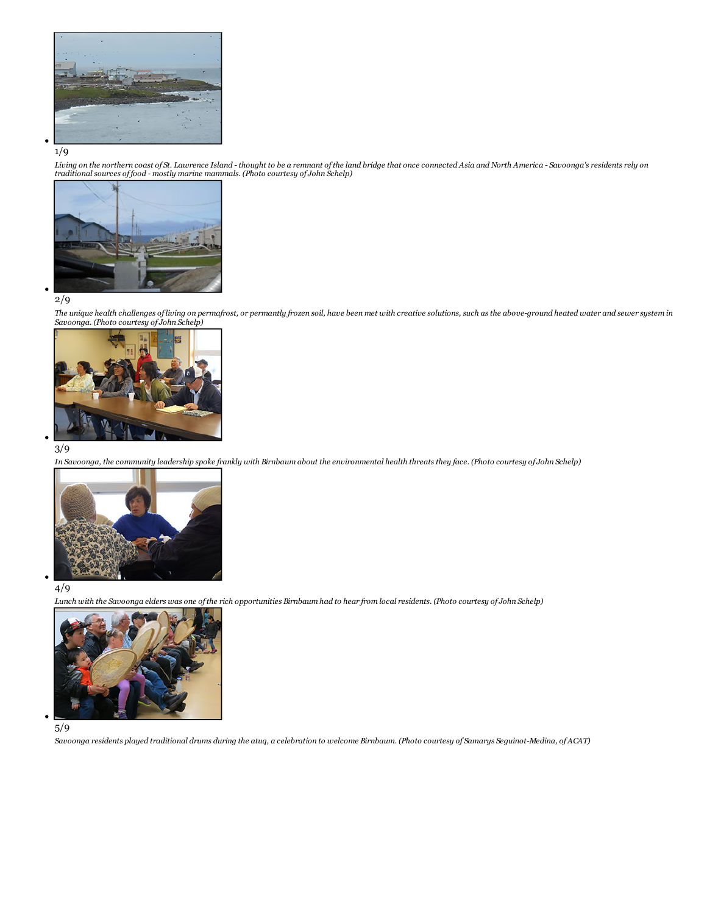- 1/9

  *Living on the northern coast of St. Lawrence Island - thought to be a remnant of the land bridge that once connected Asia and North America - Savoonga's residents rely on traditional sources of food - mostly marine mammals. (Photo courtesy of John Schelp)*

- 2/9

  *The unique health challenges of living on permafrost, or permantly frozen soil, have been met with creative solutions, such as the above-ground heated water and sewer system in Savoonga. (Photo courtesy of John Schelp)*

- 3/9

  *In Savoonga, the community leadership spoke frankly with Birnbaum about the environmental health threats they face. (Photo courtesy of John Schelp)*

- 4/9

  *Lunch with the Savoonga elders was one of the rich opportunities Birnbaum had to hear from local residents. (Photo courtesy of John Schelp)*

- 5/9

  *Savoonga residents played traditional drums during the atuq, a celebration to welcome Birnbaum. (Photo courtesy of Samarys Seguinot-Medina, of ACAT)*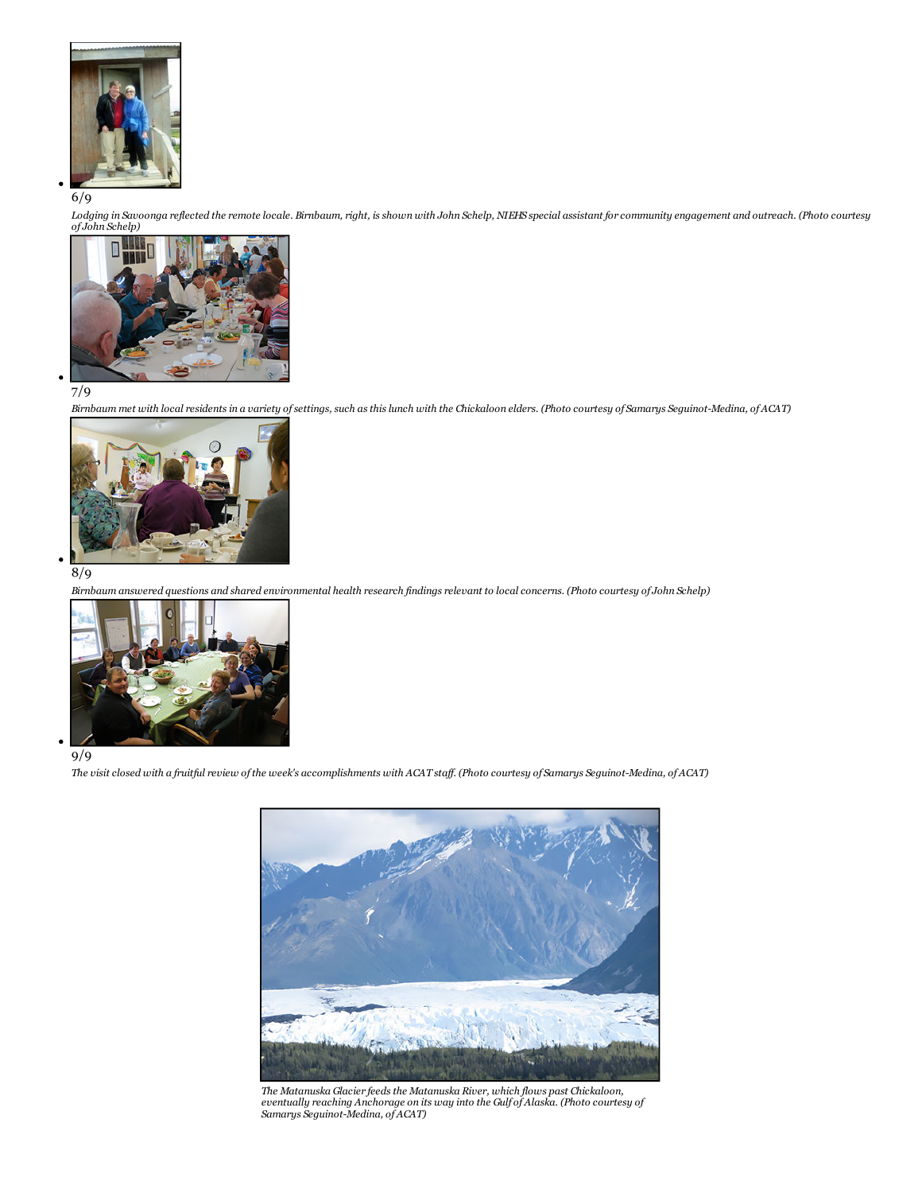- 6/9

  *Lodging in Savoonga reflected the remote locale. Birnbaum, right, is shown with John Schelp, NIEHS special assistant for community engagement and outreach. (Photo courtesy of John Schelp)*

- 7/9

  *Birnbaum met with local residents in a variety of settings, such as this lunch with the Chickaloon elders. (Photo courtesy of Samarys Seguinot-Medina, of ACAT)*

- 8/9

  *Birnbaum answered questions and shared environmental health research findings relevant to local concerns. (Photo courtesy of John Schelp)*

- 9/9

  *The visit closed with a fruitful review of the week's accomplishments with ACAT staff. (Photo courtesy of Samarys Seguinot-Medina, of ACAT)*

*The Matanuska Glacier feeds the Matanuska River, which flows past Chickaloon, eventually reaching Anchorage on its way into the Gulf of Alaska. (Photo courtesy of Samarys Seguinot-Medina, of ACAT)*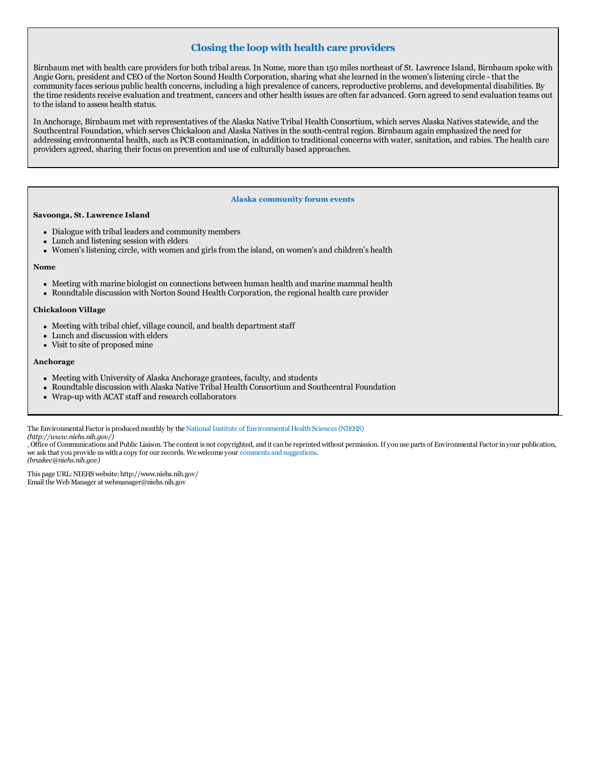## Closing the loop with health care providers

Birnbaum met with health care providers for both tribal areas. In Nome, more than 150 miles northeast of St. Lawrence Island, Birnbaum spoke with Angie Gorn, president and CEO of the Norton Sound Health Corporation, sharing what she learned in the women's listening circle - that the community faces serious public health concerns, including a high prevalence of cancers, reproductive problems, and developmental disabilities. By the time residents receive evaluation and treatment, cancers and other health issues are often far advanced. Gorn agreed to send evaluation teams out to the island to assess health status.

In Anchorage, Birnbaum met with representatives of the Alaska Native Tribal Health Consortium, which serves Alaska Natives statewide, and the Southcentral Foundation, which serves Chickaloon and Alaska Natives in the south-central region. Birnbaum again emphasized the need for addressing environmental health, such as PCB contamination, in addition to traditional concerns with water, sanitation, and rabies. The health care providers agreed, sharing their focus on prevention and use of culturally based approaches.

### Alaska community forum events

**Savoonga, St. Lawrence Island**

- Dialogue with tribal leaders and community members
- Lunch and listening session with elders
- Women's listening circle, with women and girls from the island, on women's and children's health

**Nome**

- Meeting with marine biologist on connections between human health and marine mammal health
- Roundtable discussion with Norton Sound Health Corporation, the regional health care provider

**Chickaloon Village**

- Meeting with tribal chief, village council, and health department staff
- Lunch and discussion with elders
- Visit to site of proposed mine

**Anchorage**

- Meeting with University of Alaska Anchorage grantees, faculty, and students
- Roundtable discussion with Alaska Native Tribal Health Consortium and Southcentral Foundation
- Wrap-up with ACAT staff and research collaborators

The Environmental Factor is produced monthly by the National Institute of Environmental Health Sciences (NIEHS) *(http://www.niehs.nih.gov/)*, Office of Communications and Public Liaison. The content is not copyrighted, and it can be reprinted without permission. If you use parts of Environmental Factor in your publication, we ask that you provide us with a copy for our records. We welcome your comments and suggestions. *(bruskec@niehs.nih.gov)*

This page URL: NIEHS website: http://www.niehs.nih.gov/
Email the Web Manager at webmanager@niehs.nih.gov